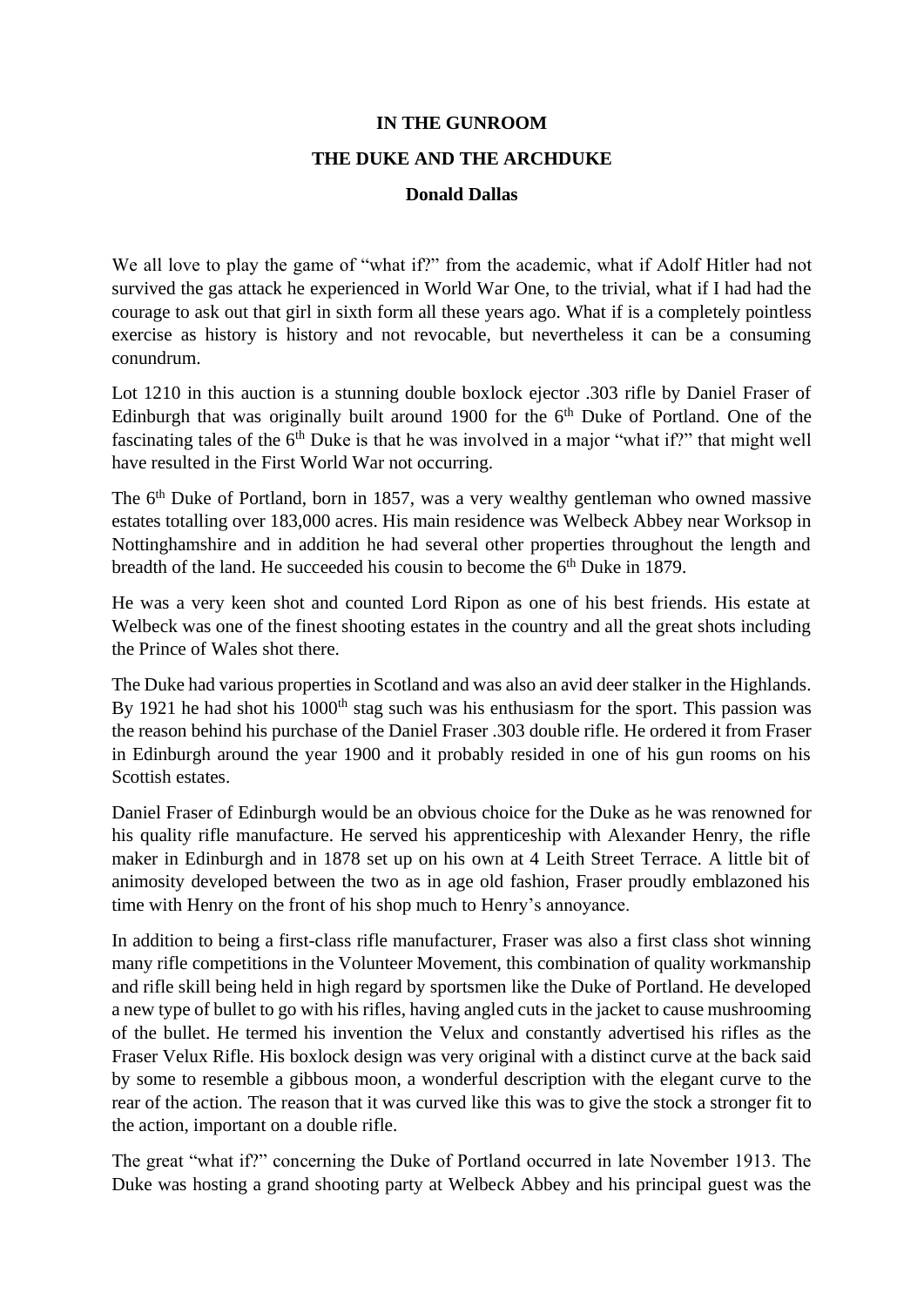# IN THE GUNROOM

## THE DUKE AND THE ARCHDUKE

**Donald Dallas**

We all love to play the game of "what if?" from the academic, what if Adolf Hitler had not survived the gas attack he experienced in World War One, to the trivial, what if I had had the courage to ask out that girl in sixth form all these years ago. What if is a completely pointless exercise as history is history and not revocable, but nevertheless it can be a consuming conundrum.

Lot 1210 in this auction is a stunning double boxlock ejector .303 rifle by Daniel Fraser of Edinburgh that was originally built around 1900 for the 6th Duke of Portland. One of the fascinating tales of the 6th Duke is that he was involved in a major "what if?" that might well have resulted in the First World War not occurring.

The 6th Duke of Portland, born in 1857, was a very wealthy gentleman who owned massive estates totalling over 183,000 acres. His main residence was Welbeck Abbey near Worksop in Nottinghamshire and in addition he had several other properties throughout the length and breadth of the land. He succeeded his cousin to become the 6th Duke in 1879.

He was a very keen shot and counted Lord Ripon as one of his best friends. His estate at Welbeck was one of the finest shooting estates in the country and all the great shots including the Prince of Wales shot there.

The Duke had various properties in Scotland and was also an avid deer stalker in the Highlands. By 1921 he had shot his 1000th stag such was his enthusiasm for the sport. This passion was the reason behind his purchase of the Daniel Fraser .303 double rifle. He ordered it from Fraser in Edinburgh around the year 1900 and it probably resided in one of his gun rooms on his Scottish estates.

Daniel Fraser of Edinburgh would be an obvious choice for the Duke as he was renowned for his quality rifle manufacture. He served his apprenticeship with Alexander Henry, the rifle maker in Edinburgh and in 1878 set up on his own at 4 Leith Street Terrace. A little bit of animosity developed between the two as in age old fashion, Fraser proudly emblazoned his time with Henry on the front of his shop much to Henry's annoyance.

In addition to being a first-class rifle manufacturer, Fraser was also a first class shot winning many rifle competitions in the Volunteer Movement, this combination of quality workmanship and rifle skill being held in high regard by sportsmen like the Duke of Portland. He developed a new type of bullet to go with his rifles, having angled cuts in the jacket to cause mushrooming of the bullet. He termed his invention the Velux and constantly advertised his rifles as the Fraser Velux Rifle. His boxlock design was very original with a distinct curve at the back said by some to resemble a gibbous moon, a wonderful description with the elegant curve to the rear of the action. The reason that it was curved like this was to give the stock a stronger fit to the action, important on a double rifle.

The great "what if?" concerning the Duke of Portland occurred in late November 1913. The Duke was hosting a grand shooting party at Welbeck Abbey and his principal guest was the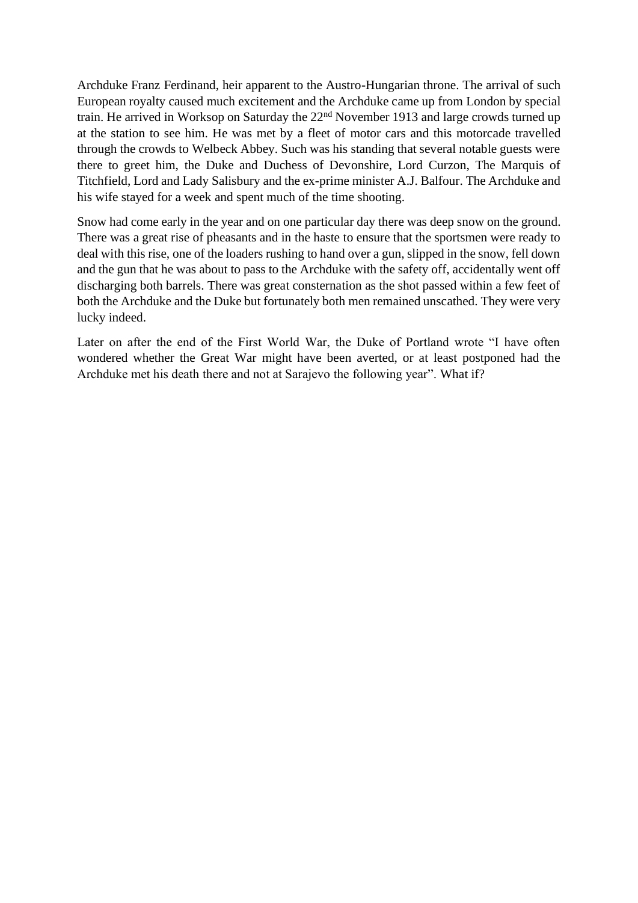Archduke Franz Ferdinand, heir apparent to the Austro-Hungarian throne. The arrival of such European royalty caused much excitement and the Archduke came up from London by special train. He arrived in Worksop on Saturday the 22nd November 1913 and large crowds turned up at the station to see him. He was met by a fleet of motor cars and this motorcade travelled through the crowds to Welbeck Abbey. Such was his standing that several notable guests were there to greet him, the Duke and Duchess of Devonshire, Lord Curzon, The Marquis of Titchfield, Lord and Lady Salisbury and the ex-prime minister A.J. Balfour. The Archduke and his wife stayed for a week and spent much of the time shooting.

Snow had come early in the year and on one particular day there was deep snow on the ground. There was a great rise of pheasants and in the haste to ensure that the sportsmen were ready to deal with this rise, one of the loaders rushing to hand over a gun, slipped in the snow, fell down and the gun that he was about to pass to the Archduke with the safety off, accidentally went off discharging both barrels. There was great consternation as the shot passed within a few feet of both the Archduke and the Duke but fortunately both men remained unscathed. They were very lucky indeed.

Later on after the end of the First World War, the Duke of Portland wrote "I have often wondered whether the Great War might have been averted, or at least postponed had the Archduke met his death there and not at Sarajevo the following year". What if?